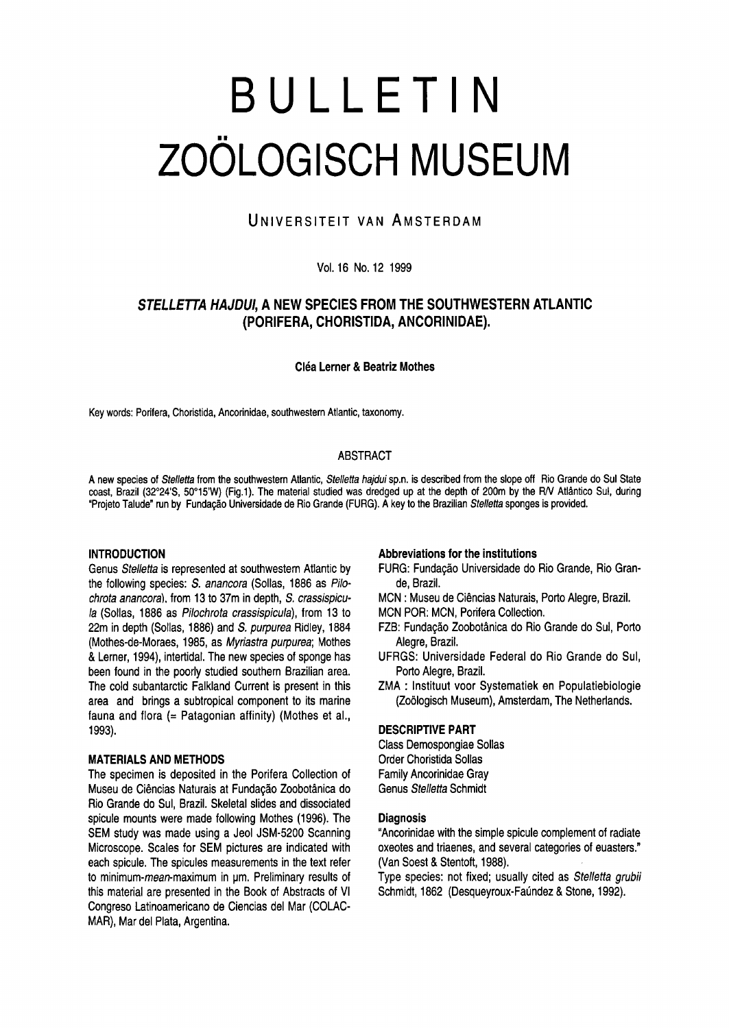# BULLETIN ZOÖLOGISCH MUSEUM

UNIVERSITEIT VAN AMSTERDAM

Vol. 16 No. 12 1999

## *STELLETTA HAJDUI*, A NEW SPECIES FROM THE SOUTHWESTERN ATLANTIC (PORIFERA, CHORISTIDA, ANCORINIDAE).

**Cléa Lerner & Beatriz Mothes**

Key words: Porifera, Choristida, Ancorinidae, southwestern Atlantic, taxonomy.

### ABSTRACT

A new species of *Stelletta* from the southwestern Atlantic, *Stelletta hajdui* sp.n. is described from the slope off Rio Grande do Sul State coast, Brazil (32°24'S, 50°15'W) (Fig.1). The material studied was dredged up at the depth of 200m by the R/V Atlântico Sul, during "Projeto Talude" run by Fundação Universidade de Rio Grande (FURG). A key to the Brazilian *Stelletta* sponges is provided.

### INTRODUCTION

Genus *Stelletta* is represented at southwestern Atlantic by the following species: *S. anancora* (Sollas, 1886 as *Pilochrota anancora*), from 13 to 37m in depth, *S. crassispicula* (Sollas, 1886 as *Pilochrota crassispicula*), from 13 to 22m in depth (Sollas, 1886) and *S. purpurea* Ridley, 1884 (Mothes-de-Moraes, 1985, as *Myriastra purpurea*; Mothes & Lerner, 1994), intertidal. The new species of sponge has been found in the poorly studied southern Brazilian area. The cold subantarctic Falkland Current is present in this area and brings a subtropical component to its marine fauna and flora (= Patagonian affinity) (Mothes et al., 1993).

### MATERIALS AND METHODS

The specimen is deposited in the Porifera Collection of Museu de Ciências Naturais at Fundação Zoobotânica do Rio Grande do Sul, Brazil. Skeletal slides and dissociated spicule mounts were made following Mothes (1996). The SEM study was made using a Jeol JSM-5200 Scanning Microscope. Scales for SEM pictures are indicated with each spicule. The spicules measurements in the text refer to minimum-*mean*-maximum in µm. Preliminary results of this material are presented in the Book of Abstracts of VI Congreso Latinoamericano de Ciencias del Mar (COLACMAR), Mar del Plata, Argentina.

### Abbreviations for the institutions

FURG: Fundação Universidade do Rio Grande, Rio Grande, Brazil.
MCN : Museu de Ciências Naturais, Porto Alegre, Brazil.
MCN POR: MCN, Porifera Collection.
FZB: Fundação Zoobotânica do Rio Grande do Sul, Porto Alegre, Brazil.
UFRGS: Universidade Federal do Rio Grande do Sul, Porto Alegre, Brazil.
ZMA : Instituut voor Systematiek en Populatiebiologie (Zoölogisch Museum), Amsterdam, The Netherlands.

### DESCRIPTIVE PART

Class Demospongiae Sollas
Order Choristida Sollas
Family Ancorinidae Gray
Genus *Stelletta* Schmidt

#### Diagnosis

"Ancorinidae with the simple spicule complement of radiate oxeotes and triaenes, and several categories of euasters." (Van Soest & Stentoft, 1988).

Type species: not fixed; usually cited as *Stelletta grubii* Schmidt, 1862 (Desqueyroux-Faúndez & Stone, 1992).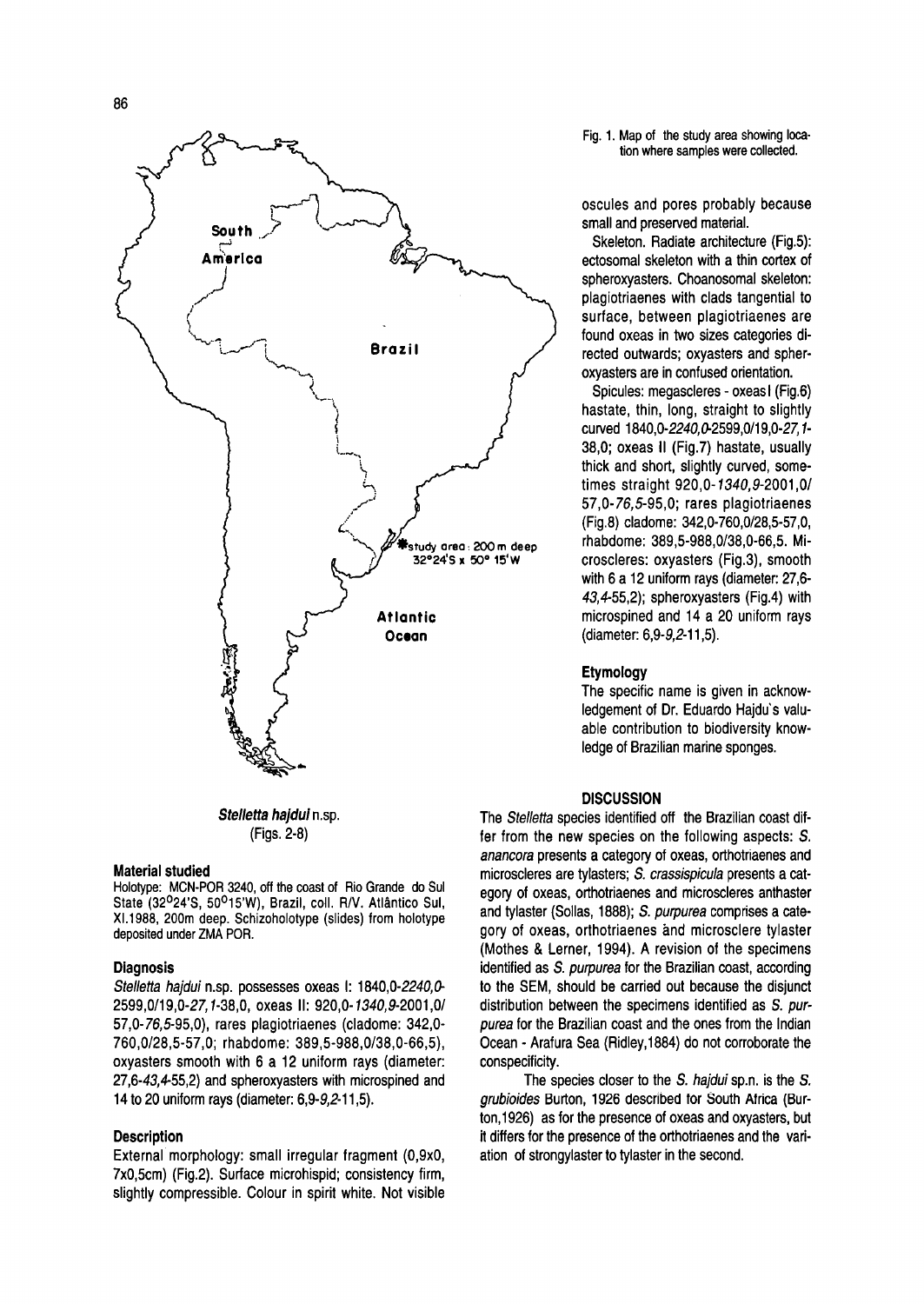Fig. 1. Map of the study area showing location where samples were collected.

***Stelletta hajdui*** **n.sp.**
(Figs. 2-8)

#### Material studied

Holotype: MCN-POR 3240, off the coast of Rio Grande do Sul State (32°24'S, 50°15'W), Brazil, coll. R/V. Atlântico Sul, XI.1988, 200m deep. Schizoholotype (slides) from holotype deposited under ZMA POR.

#### Diagnosis

*Stelletta hajdui* n.sp. possesses oxeas I: 1840,0-*2240,0*-2599,0/19,0-*27,1*-38,0, oxeas II: 920,0-*1340,9*-2001,0/57,0-*76,5*-95,0), rares plagiotriaenes (cladome: 342,0-760,0/28,5-57,0; rhabdome: 389,5-988,0/38,0-66,5), oxyasters smooth with 6 a 12 uniform rays (diameter: 27,6-*43,4*-55,2) and spheroxyasters with microspined and 14 to 20 uniform rays (diameter: 6,9-*9,2*-11,5).

#### Description

External morphology: small irregular fragment (0,9x0,7x0,5cm) (Fig.2). Surface microhispid; consistency firm, slightly compressible. Colour in spirit white. Not visible oscules and pores probably because small and preserved material.

Skeleton. Radiate architecture (Fig.5): ectosomal skeleton with a thin cortex of spheroxyasters. Choanosomal skeleton: plagiotriaenes with clads tangential to surface, between plagiotriaenes are found oxeas in two sizes categories directed outwards; oxyasters and spheroxyasters are in confused orientation.

Spicules: megascleres - oxeas I (Fig.6) hastate, thin, long, straight to slightly curved 1840,0-*2240,0*-2599,0/19,0-*27,1*-38,0; oxeas II (Fig.7) hastate, usually thick and short, slightly curved, sometimes straight 920,0-*1340,9*-2001,0/57,0-*76,5*-95,0; rares plagiotriaenes (Fig.8) cladome: 342,0-760,0/28,5-57,0, rhabdome: 389,5-988,0/38,0-66,5. Microscleres: oxyasters (Fig.3), smooth with 6 a 12 uniform rays (diameter: 27,6-*43,4*-55,2); spheroxyasters (Fig.4) with microspined and 14 a 20 uniform rays (diameter: 6,9-*9,2*-11,5).

#### Etymology

The specific name is given in acknowledgement of Dr. Eduardo Hajdu's valuable contribution to biodiversity knowledge of Brazilian marine sponges.

## DISCUSSION

The *Stelletta* species identified off the Brazilian coast differ from the new species on the following aspects: *S. anancora* presents a category of oxeas, orthotriaenes and microscleres are tylasters; *S. crassispicula* presents a category of oxeas, orthotriaenes and microscleres anthaster and tylaster (Sollas, 1888); *S. purpurea* comprises a category of oxeas, orthotriaenes ànd microsclere tylaster (Mothes & Lerner, 1994). A revision of the specimens identified as *S. purpurea* for the Brazilian coast, according to the SEM, should be carried out because the disjunct distribution between the specimens identified as *S. purpurea* for the Brazilian coast and the ones from the Indian Ocean - Arafura Sea (Ridley,1884) do not corroborate the conspecificity.

The species closer to the *S. hajdui* sp.n. is the *S. grubioides* Burton, 1926 described for South Africa (Burton,1926) as for the presence of oxeas and oxyasters, but it differs for the presence of the orthotriaenes and the variation of strongylaster to tylaster in the second.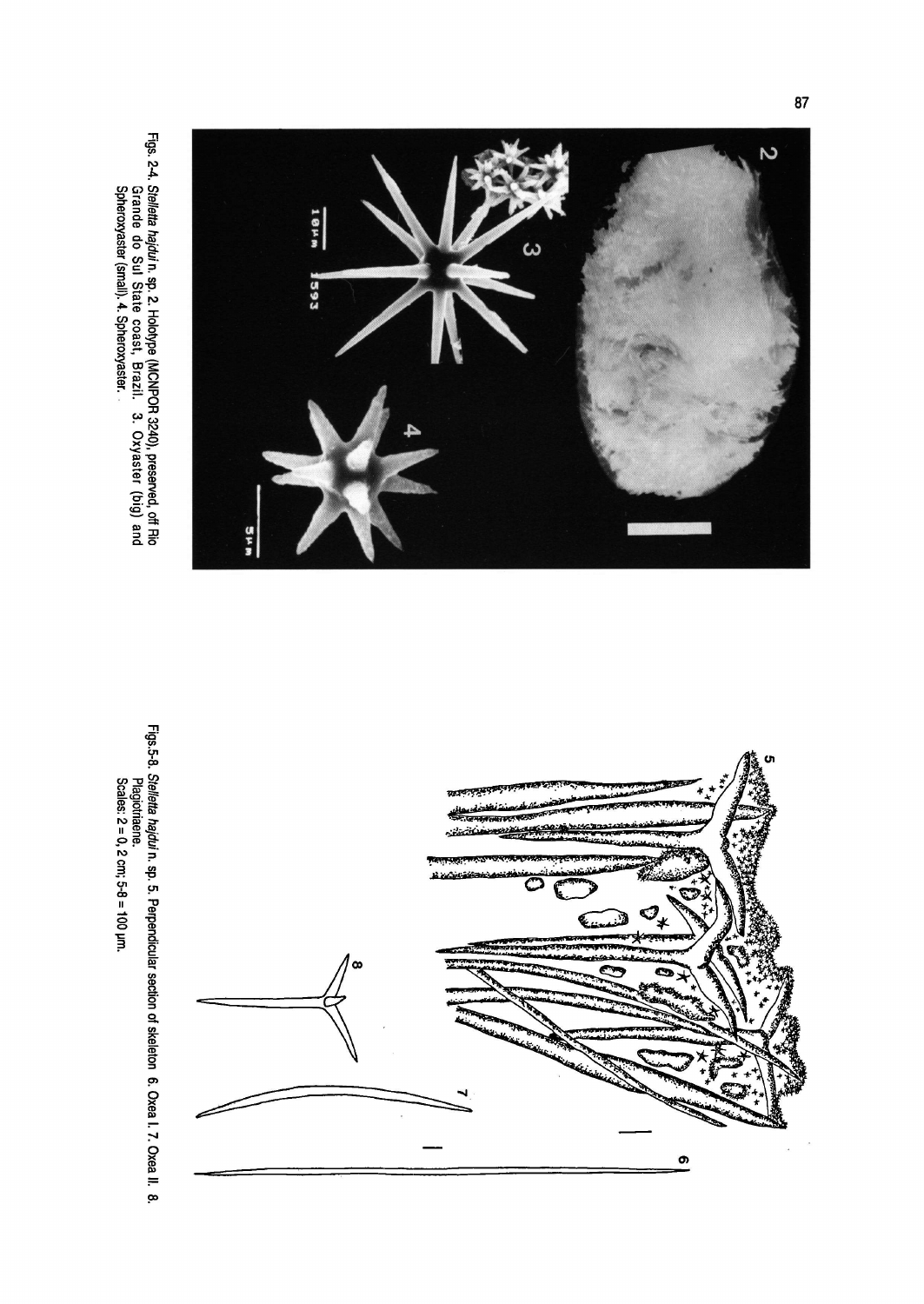Figs. 2-4. *Stelletta hajdui* n. sp. 2. Holotype (MCNPOR 3240), preserved, off Rio Grande do Sul State coast, Brazil. 3. Oxyaster (big) and Spheroxyaster (small). 4. Spheroxyaster.

Figs.5-8. *Stelletta hajdui* n. sp. 5. Perpendicular section of skeleton 6. Oxea I. 7. Oxea II. 8. Plagiotriaene.
Scales: 2 = 0, 2 cm; 5-8 = 100 µm.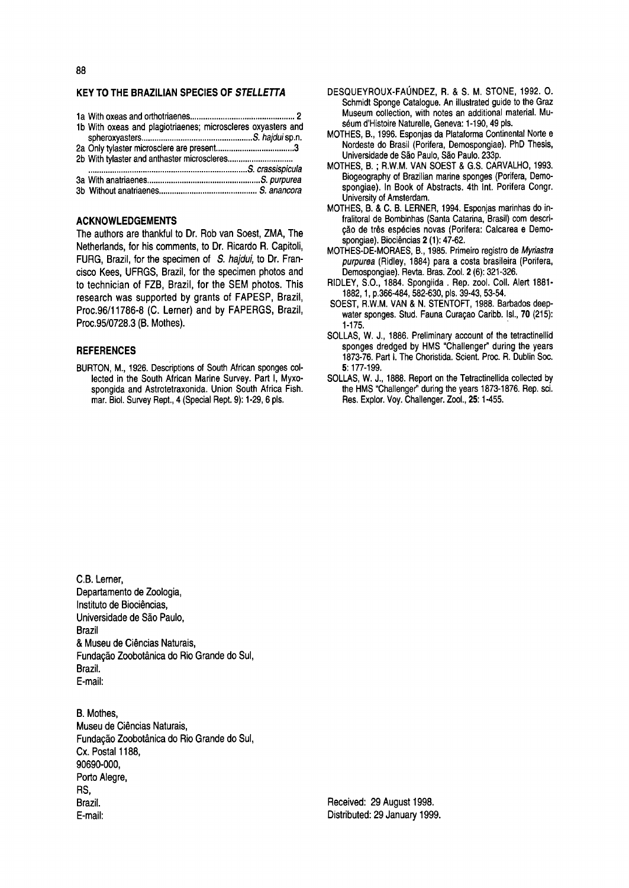## KEY TO THE BRAZILIAN SPECIES OF *STELLETTA*

1a With oxeas and orthotriaenes............................................... 2

1b With oxeas and plagiotriaenes; microscleres oxyasters and spheroxyasters.................................................*S. hajdui* sp.n.

2a Only tylaster microsclere are present....................................3

2b With tylaster and anthaster microscleres.............................. .........................................................................*S. crassispicula*

3a With anatriaenes...................................................*S. purpurea*

3b Without anatriaenes............................................ *S. anancora*

## ACKNOWLEDGEMENTS

The authors are thankful to Dr. Rob van Soest, ZMA, The Netherlands, for his comments, to Dr. Ricardo R. Capitoli, FURG, Brazil, for the specimen of *S. hajdui*, to Dr. Francisco Kees, UFRGS, Brazil, for the specimen photos and to technician of FZB, Brazil, for the SEM photos. This research was supported by grants of FAPESP, Brazil, Proc.96/11786-8 (C. Lerner) and by FAPERGS, Brazil, Proc.95/0728.3 (B. Mothes).

## REFERENCES

BURTON, M., 1926. Descriptions of South African sponges collected in the South African Marine Survey. Part I, Myxospongida and Astrotetraxonida. Union South Africa Fish. mar. Biol. Survey Rept., 4 (Special Rept. 9): 1-29, 6 pls.

DESQUEYROUX-FAÚNDEZ, R. & S. M. STONE, 1992. O. Schmidt Sponge Catalogue. An illustrated guide to the Graz Museum collection, with notes an additional material. Muséum d'Histoire Naturelle, Geneva: 1-190, 49 pls.

MOTHES, B., 1996. Esponjas da Plataforma Continental Norte e Nordeste do Brasil (Porifera, Demospongiae). PhD Thesis, Universidade de São Paulo, São Paulo. 233p.

MOTHES, B. ; R.W.M. VAN SOEST & G.S. CARVALHO, 1993. Biogeography of Brazilian marine sponges (Porifera, Demospongiae). In Book of Abstracts. 4th Int. Porifera Congr. University of Amsterdam.

MOTHES, B. & C. B. LERNER, 1994. Esponjas marinhas do infralitoral de Bombinhas (Santa Catarina, Brasil) com descrição de três espécies novas (Porifera: Calcarea e Demospongiae). Biociências **2** (1): 47-62.

MOTHES-DE-MORAES, B., 1985. Primeiro registro de *Myriastra purpurea* (Ridley, 1884) para a costa brasileira (Porifera, Demospongiae). Revta. Bras. Zool. **2** (6): 321-326.

RIDLEY, S.O., 1884. Spongiida . Rep. zool. Coll. Alert 1881-1882, 1, p.366-484, 582-630, pls. 39-43, 53-54.

SOEST, R.W.M. VAN & N. STENTOFT, 1988. Barbados deep-water sponges. Stud. Fauna Curaçao Caribb. Isl., **70** (215): 1-175.

SOLLAS, W. J., 1886. Preliminary account of the tetractinellid sponges dredged by HMS "Challenger" during the years 1873-76. Part I. The Choristida. Scient. Proc. R. Dublin Soc. **5**: 177-199.

SOLLAS, W. J., 1888. Report on the Tetractinellida collected by the HMS "Challenger" during the years 1873-1876. Rep. sci. Res. Explor. Voy. Challenger. Zool., **25**: 1-455.

C.B. Lerner,
Departamento de Zoologia,
Instituto de Biociências,
Universidade de São Paulo,
Brazil
& Museu de Ciências Naturais,
Fundação Zoobotânica do Rio Grande do Sul,
Brazil.
E-mail:

B. Mothes,
Museu de Ciências Naturais,
Fundação Zoobotânica do Rio Grande do Sul,
Cx. Postal 1188,
90690-000,
Porto Alegre,
RS,
Brazil.
E-mail:

Received: 29 August 1998.
Distributed: 29 January 1999.